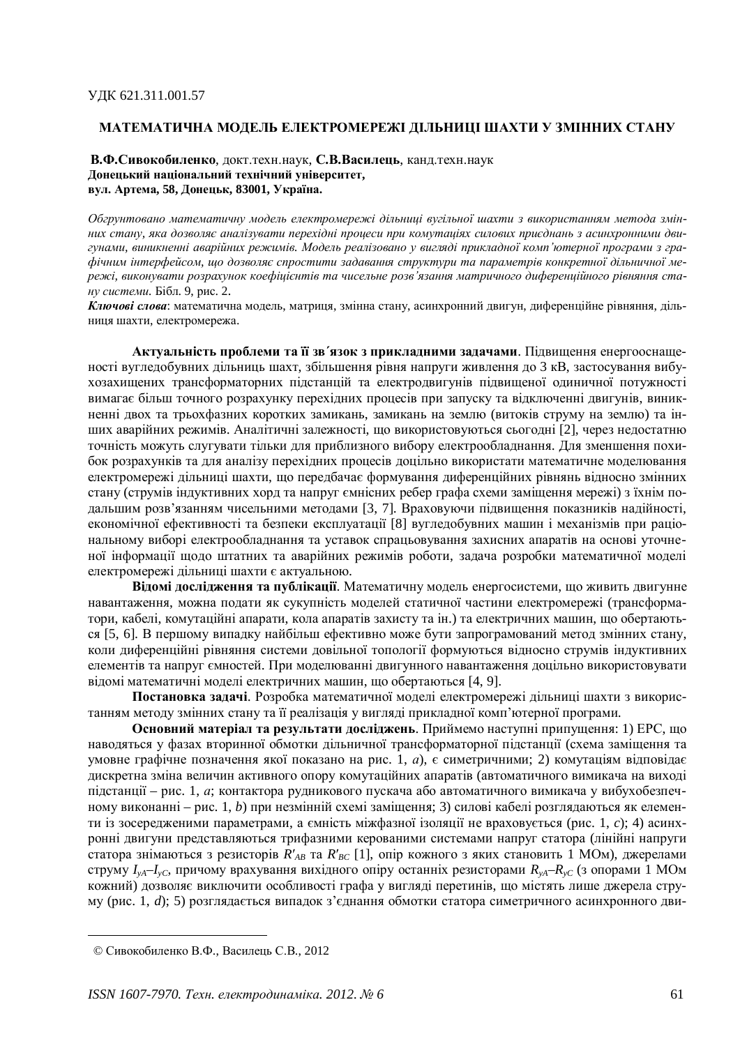УДК 621.311.001.57

# МАТЕМАТИЧНА МОДЕЛЬ ЕЛЕКТРОМЕРЕЖІ ДІЛЬНИЦІ ШАХТИ У ЗМІННИХ СТАНУ

**В.Ф.Сивокобиленко**, докт.техн.наук, **С.В.Василець**, канд.техн.наук
**Донецький національний технічний університет,**
**вул. Артема, 58, Донецьк, 83001, Україна.**

*Обгрунтовано математичну модель електромережі дільниці вугільної шахти з використанням метода змінних стану, яка дозволяє аналізувати перехідні процеси при комутаціях силових приєднань з асинхронними двигунами, виникненні аварійних режимів. Модель реалізовано у вигляді прикладної комп'ютерної програми з графічним інтерфейсом, що дозволяє спростити задавання структури та параметрів конкретної дільничної мережі, виконувати розрахунок коефіцієнтів та чисельне розв'язання матричного диференційного рівняння стану системи.* Бібл. 9, рис. 2.

***Ключові слова***: математична модель, матриця, змінна стану, асинхронний двигун, диференційне рівняння, дільниця шахти, електромережа.

**Актуальність проблеми та її зв´язок з прикладними задачами**. Підвищення енергооснащеності вугледобувних дільниць шахт, збільшення рівня напруги живлення до 3 кВ, застосування вибухозахищених трансформаторних підстанцій та електродвигунів підвищеної одиничної потужності вимагає більш точного розрахунку перехідних процесів при запуску та відключенні двигунів, виникненні двох та трьохфазних коротких замикань, замикань на землю (витоків струму на землю) та інших аварійних режимів. Аналітичні залежності, що використовуються сьогодні [2], через недостатню точність можуть слугувати тільки для приблизного вибору електрообладнання. Для зменшення похибок розрахунків та для аналізу перехідних процесів доцільно використати математичне моделювання електромережі дільниці шахти, що передбачає формування диференційних рівнянь відносно змінних стану (струмів індуктивних хорд та напруг ємнісних ребер графа схеми заміщення мережі) з їхнім подальшим розв'язанням чисельними методами [3, 7]. Враховуючи підвищення показників надійності, економічної ефективності та безпеки експлуатації [8] вугледобувних машин і механізмів при раціональному виборі електрообладнання та уставок спрацьовування захисних апаратів на основі уточненої інформації щодо штатних та аварійних режимів роботи, задача розробки математичної моделі електромережі дільниці шахти є актуальною.

**Відомі дослідження та публікації**. Математичну модель енергосистеми, що живить двигунне навантаження, можна подати як сукупність моделей статичної частини електромережі (трансформатори, кабелі, комутаційні апарати, кола апаратів захисту та ін.) та електричних машин, що обертаються [5, 6]. В першому випадку найбільш ефективно може бути запрограмований метод змінних стану, коли диференційні рівняння системи довільної топології формуються відносно струмів індуктивних елементів та напруг ємностей. При моделюванні двигунного навантаження доцільно використовувати відомі математичні моделі електричних машин, що обертаються [4, 9].

**Постановка задачі**. Розробка математичної моделі електромережі дільниці шахти з використанням методу змінних стану та її реалізація у вигляді прикладної комп'ютерної програми.

**Основний матеріал та результати досліджень**. Приймемо наступні припущення: 1) ЕРС, що наводяться у фазах вторинної обмотки дільничної трансформаторної підстанції (схема заміщення та умовне графічне позначення якої показано на рис. 1, *a*), є симетричними; 2) комутаціям відповідає дискретна зміна величин активного опору комутаційних апаратів (автоматичного вимикача на виході підстанції – рис. 1, *a*; контактора рудникового пускача або автоматичного вимикача у вибухобезпечному виконанні – рис. 1, *b*) при незмінній схемі заміщення; 3) силові кабелі розглядаються як елементи із зосередженими параметрами, а ємність міжфазної ізоляції не враховується (рис. 1, *c*); 4) асинхронні двигуни представляються трифазними керованими системами напруг статора (лінійні напруги статора знімаються з резисторів $R'_{AB}$ та $R'_{BC}$ [1], опір кожного з яких становить 1 МОм), джерелами струму $I_{yA}$–$I_{yC}$, причому врахування вихідного опіру останніх резисторами $R_{yA}$–$R_{yC}$ (з опорами 1 МОм кожний) дозволяє виключити особливості графа у вигляді перетинів, що містять лише джерела струму (рис. 1, *d*); 5) розглядається випадок з'єднання обмотки статора симетричного асинхронного дви-

© Сивокобиленко В.Ф., Василець С.В., 2012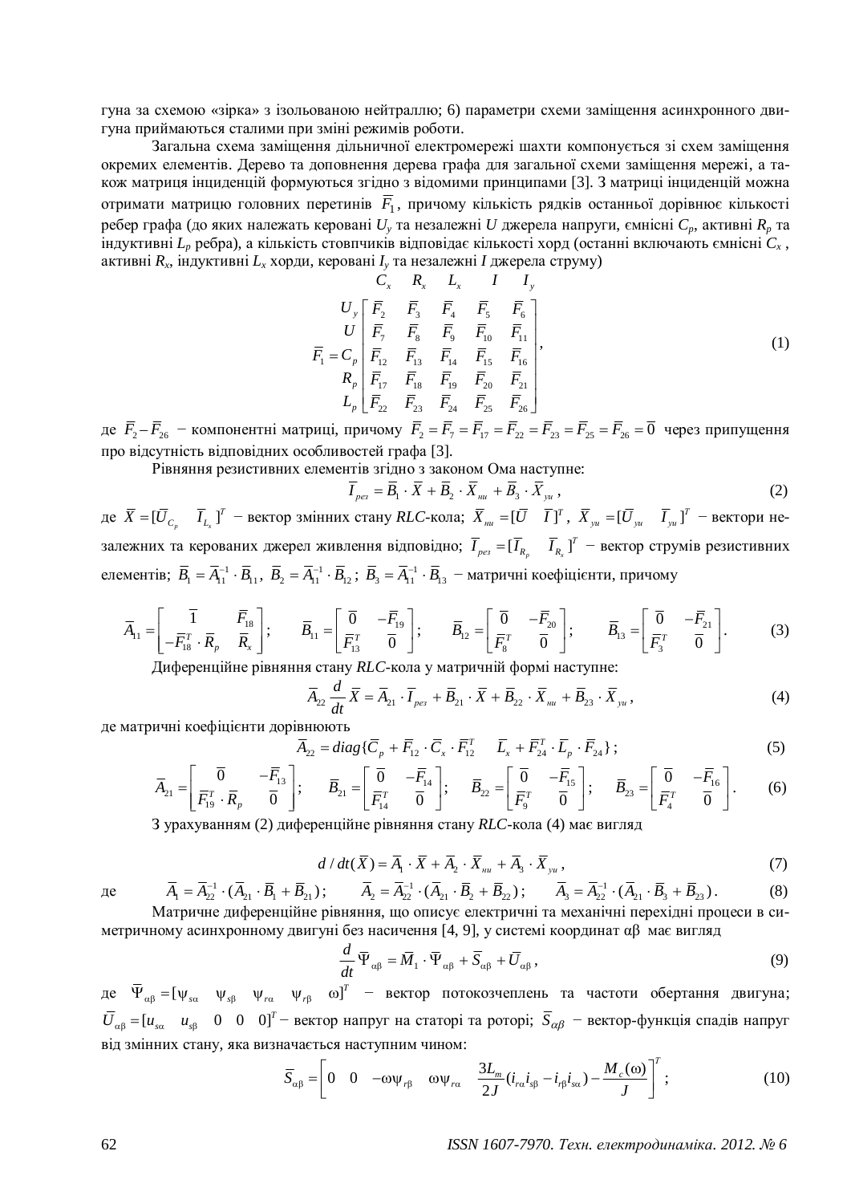гуна за схемою «зірка» з ізольованою нейтраллю; 6) параметри схеми заміщення асинхронного двигуна приймаються сталими при зміні режимів роботи.

Загальна схема заміщення дільничної електромережі шахти компонується зі схем заміщення окремих елементів. Дерево та доповнення дерева графа для загальної схеми заміщення мережі, а також матриця інциденцій формуються згідно з відомими принципами [3]. З матриці інциденцій можна отримати матрицю головних перетинів $\overline{F}_1$, причому кількість рядків останньої дорівнює кількості ребер графа (до яких належать керовані $U_y$ та незалежні $U$ джерела напруги, ємнісні $C_p$, активні $R_p$ та індуктивні $L_p$ ребра), а кількість стовпчиків відповідає кількості хорд (останні включають ємнісні $C_x$, активні $R_x$, індуктивні $L_x$ хорди, керовані $I_y$ та незалежні $I$ джерела струму)

$$\overline{F}_1 = \begin{matrix} \\ U_y \\ U \\ C_p \\ R_p \\ L_p \end{matrix} \begin{matrix} \begin{matrix} C_x & R_x & L_x & I & I_y \end{matrix} \\ \begin{bmatrix} \overline{F}_2 & \overline{F}_3 & \overline{F}_4 & \overline{F}_5 & \overline{F}_6 \\ \overline{F}_7 & \overline{F}_8 & \overline{F}_9 & \overline{F}_{10} & \overline{F}_{11} \\ \overline{F}_{12} & \overline{F}_{13} & \overline{F}_{14} & \overline{F}_{15} & \overline{F}_{16} \\ \overline{F}_{17} & \overline{F}_{18} & \overline{F}_{19} & \overline{F}_{20} & \overline{F}_{21} \\ \overline{F}_{22} & \overline{F}_{23} & \overline{F}_{24} & \overline{F}_{25} & \overline{F}_{26} \end{bmatrix} \end{matrix}, \tag{1}$$

де $\overline{F}_2 - \overline{F}_{26}$ – компонентні матриці, причому $\overline{F}_2 = \overline{F}_7 = \overline{F}_{17} = \overline{F}_{22} = \overline{F}_{23} = \overline{F}_{25} = \overline{F}_{26} = \overline{0}$ через припущення про відсутність відповідних особливостей графа [3].

Рівняння резистивних елементів згідно з законом Ома наступне:

$$\overline{I}_{рез} = \overline{B}_1 \cdot \overline{X} + \overline{B}_2 \cdot \overline{X}_{нш} + \overline{B}_3 \cdot \overline{X}_{уш}, \tag{2}$$

де $\overline{X} = [\overline{U}_{C_p} \quad \overline{I}_{L_x}]^T$ – вектор змінних стану *RLC*-кола; $\overline{X}_{нш} = [\overline{U} \quad \overline{I}]^T$, $\overline{X}_{уш} = [\overline{U}_{уш} \quad \overline{I}_{уш}]^T$ – вектори незалежних та керованих джерел живлення відповідно; $\overline{I}_{рез} = [\overline{I}_{R_p} \quad \overline{I}_{R_x}]^T$ – вектор струмів резистивних елементів; $\overline{B}_1 = \overline{A}_{11}^{-1} \cdot \overline{B}_{11}$, $\overline{B}_2 = \overline{A}_{11}^{-1} \cdot \overline{B}_{12}$; $\overline{B}_3 = \overline{A}_{11}^{-1} \cdot \overline{B}_{13}$ – матричні коефіцієнти, причому

$$\overline{A}_{11} = \begin{bmatrix} \overline{1} & \overline{F}_{18} \\ -\overline{F}_{18}^T \cdot \overline{R}_p & \overline{R}_x \end{bmatrix}; \quad \overline{B}_{11} = \begin{bmatrix} \overline{0} & -\overline{F}_{19} \\ \overline{F}_{13}^T & \overline{0} \end{bmatrix}; \quad \overline{B}_{12} = \begin{bmatrix} \overline{0} & -\overline{F}_{20} \\ \overline{F}_8^T & \overline{0} \end{bmatrix}; \quad \overline{B}_{13} = \begin{bmatrix} \overline{0} & -\overline{F}_{21} \\ \overline{F}_3^T & \overline{0} \end{bmatrix}. \tag{3}$$

Диференційне рівняння стану *RLC*-кола у матричній формі наступне:

$$\overline{A}_{22} \frac{d}{dt} \overline{X} = \overline{A}_{21} \cdot \overline{I}_{рез} + \overline{B}_{21} \cdot \overline{X} + \overline{B}_{22} \cdot \overline{X}_{нш} + \overline{B}_{23} \cdot \overline{X}_{уш}, \tag{4}$$

де матричні коефіцієнти дорівнюють

$$\overline{A}_{22} = diag\{\overline{C}_p + \overline{F}_{12} \cdot \overline{C}_x \cdot \overline{F}_{12}^T \quad \overline{L}_x + \overline{F}_{24}^T \cdot \overline{L}_p \cdot \overline{F}_{24}\}; \tag{5}$$

$$\overline{A}_{21} = \begin{bmatrix} \overline{0} & -\overline{F}_{13} \\ \overline{F}_{19}^T \cdot \overline{R}_p & \overline{0} \end{bmatrix}; \quad \overline{B}_{21} = \begin{bmatrix} \overline{0} & -\overline{F}_{14} \\ \overline{F}_{14}^T & \overline{0} \end{bmatrix}; \quad \overline{B}_{22} = \begin{bmatrix} \overline{0} & -\overline{F}_{15} \\ \overline{F}_9^T & \overline{0} \end{bmatrix}; \quad \overline{B}_{23} = \begin{bmatrix} \overline{0} & -\overline{F}_{16} \\ \overline{F}_4^T & \overline{0} \end{bmatrix}. \tag{6}$$

З урахуванням (2) диференційне рівняння стану *RLC*-кола (4) має вигляд

$$d/dt(\overline{X}) = \overline{A}_1 \cdot \overline{X} + \overline{A}_2 \cdot \overline{X}_{нш} + \overline{A}_3 \cdot \overline{X}_{уш}, \tag{7}$$

де $\quad \overline{A}_1 = \overline{A}_{22}^{-1} \cdot (\overline{A}_{21} \cdot \overline{B}_1 + \overline{B}_{21}); \quad \overline{A}_2 = \overline{A}_{22}^{-1} \cdot (\overline{A}_{21} \cdot \overline{B}_2 + \overline{B}_{22}); \quad \overline{A}_3 = \overline{A}_{22}^{-1} \cdot (\overline{A}_{21} \cdot \overline{B}_3 + \overline{B}_{23}). \qquad (8)$

Матричне диференційне рівняння, що описує електричні та механічні перехідні процеси в симетричному асинхронному двигуні без насичення [4, 9], у системі координат αβ має вигляд

$$\frac{d}{dt} \overline{\Psi}_{\alpha\beta} = \overline{M}_1 \cdot \overline{\Psi}_{\alpha\beta} + \overline{S}_{\alpha\beta} + \overline{U}_{\alpha\beta}, \tag{9}$$

де $\overline{\Psi}_{\alpha\beta} = [\psi_{s\alpha} \quad \psi_{s\beta} \quad \psi_{r\alpha} \quad \psi_{r\beta} \quad \omega]^T$ – вектор потокозчеплень та частоти обертання двигуна; $\overline{U}_{\alpha\beta} = [u_{s\alpha} \quad u_{s\beta} \quad 0 \quad 0 \quad 0]^T$ – вектор напруг на статорі та роторі; $\overline{S}_{\alpha\beta}$ – вектор-функція спадів напруг від змінних стану, яка визначається наступним чином:

$$\overline{S}_{\alpha\beta} = \left[ 0 \quad 0 \quad -\omega\psi_{r\beta} \quad \omega\psi_{r\alpha} \quad \frac{3L_m}{2J}(i_{r\alpha} i_{s\beta} - i_{r\beta} i_{s\alpha}) - \frac{M_c(\omega)}{J} \right]^T; \tag{10}$$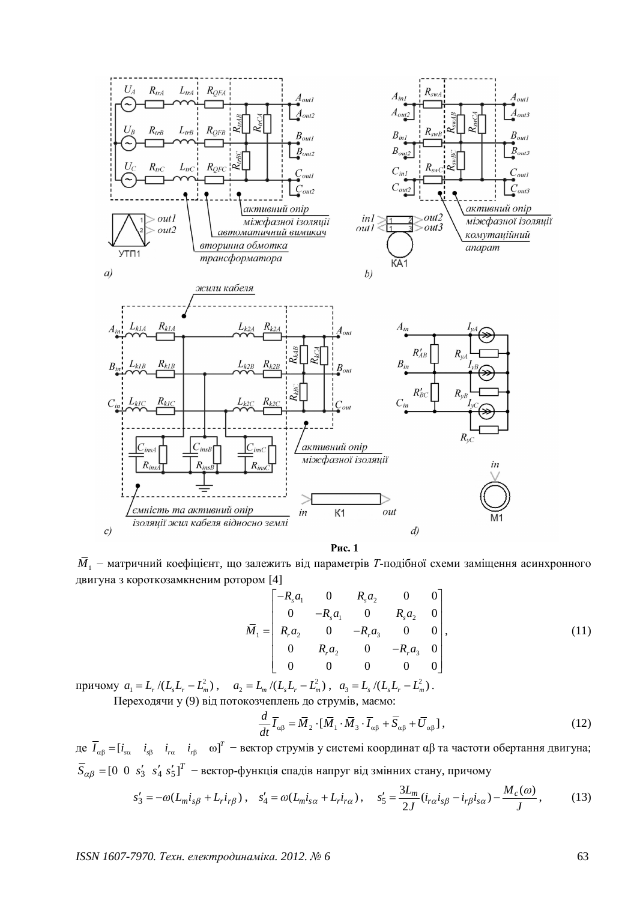**Рис. 1**

$\overline{M}_1$ − матричний коефіцієнт, що залежить від параметрів *T*-подібної схеми заміщення асинхронного двигуна з короткозамкненим ротором [4]

$$\overline{M}_1 = \begin{bmatrix} -R_s a_1 & 0 & R_s a_2 & 0 & 0 \\ 0 & -R_s a_1 & 0 & R_s a_2 & 0 \\ R_r a_2 & 0 & -R_r a_3 & 0 & 0 \\ 0 & R_r a_2 & 0 & -R_r a_3 & 0 \\ 0 & 0 & 0 & 0 & 0 \end{bmatrix}, \tag{11}$$

причому $a_1 = L_r /(L_s L_r - L_m^2)$, $a_2 = L_m /(L_s L_r - L_m^2)$, $a_3 = L_s /(L_s L_r - L_m^2)$.

Переходячи у (9) від потокозчеплень до струмів, маємо:

$$\frac{d}{dt}\overline{I}_{\alpha\beta} = \overline{M}_2 \cdot [\overline{M}_1 \cdot \overline{M}_3 \cdot \overline{I}_{\alpha\beta} + \overline{S}_{\alpha\beta} + \overline{U}_{\alpha\beta}], \tag{12}$$

де $\overline{I}_{\alpha\beta} = [i_{s\alpha} \quad i_{s\beta} \quad i_{r\alpha} \quad i_{r\beta} \quad \omega]^T$ − вектор струмів у системі координат αβ та частоти обертання двигуна; $\overline{S}_{\alpha\beta} = [0 \;\; 0 \;\; s_3' \;\; s_4' \;\; s_5']^T$ − вектор-функція спадів напруг від змінних стану, причому

$$s_3' = -\omega(L_m i_{s\beta} + L_r i_{r\beta}), \quad s_4' = \omega(L_m i_{s\alpha} + L_r i_{r\alpha}), \quad s_5' = \frac{3L_m}{2J}(i_{r\alpha} i_{s\beta} - i_{r\beta} i_{s\alpha}) - \frac{M_c(\omega)}{J}, \tag{13}$$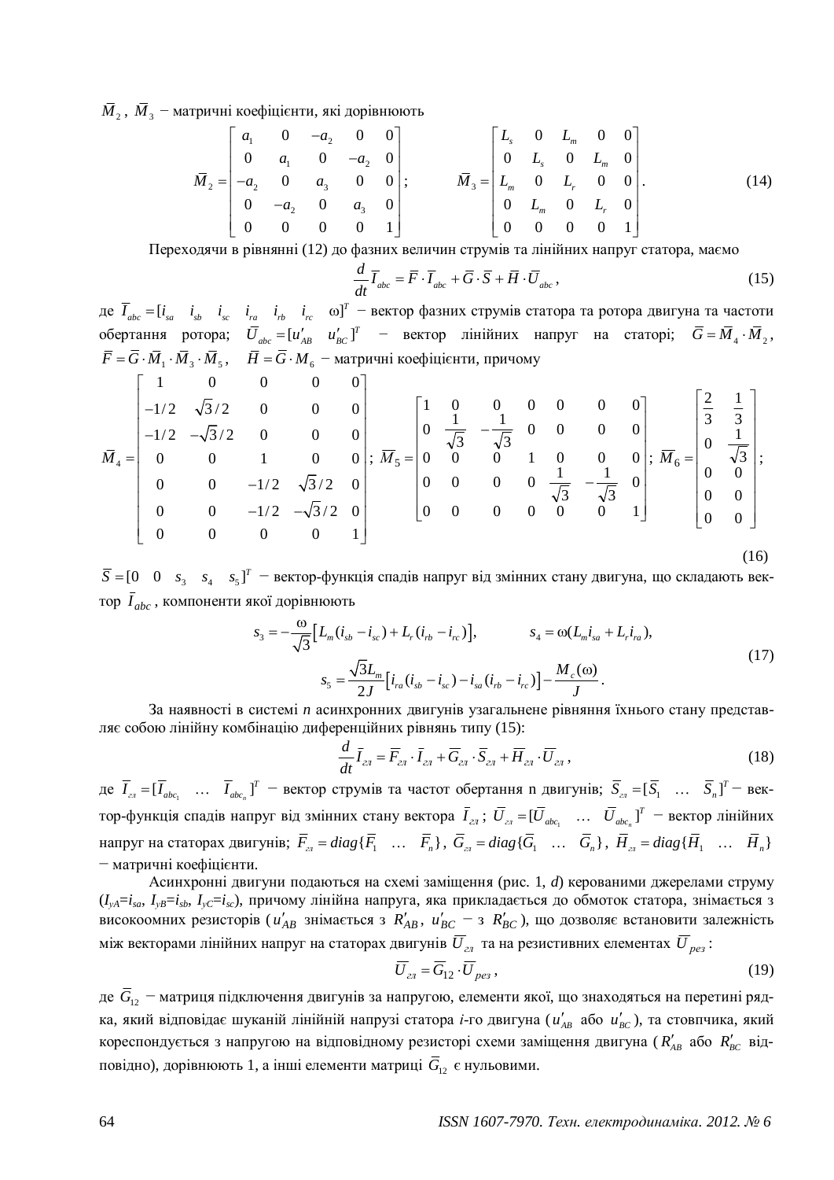$\bar{M}_2$, $\bar{M}_3$ − матричні коефіцієнти, які дорівнюють

$$\bar{M}_2 = \begin{bmatrix} a_1 & 0 & -a_2 & 0 & 0 \\ 0 & a_1 & 0 & -a_2 & 0 \\ -a_2 & 0 & a_3 & 0 & 0 \\ 0 & -a_2 & 0 & a_3 & 0 \\ 0 & 0 & 0 & 0 & 1 \end{bmatrix}; \qquad \bar{M}_3 = \begin{bmatrix} L_s & 0 & L_m & 0 & 0 \\ 0 & L_s & 0 & L_m & 0 \\ L_m & 0 & L_r & 0 & 0 \\ 0 & L_m & 0 & L_r & 0 \\ 0 & 0 & 0 & 0 & 1 \end{bmatrix}. \tag{14}$$

Переходячи в рівнянні (12) до фазних величин струмів та лінійних напруг статора, маємо

$$\frac{d}{dt}\bar{I}_{abc} = \bar{F}\cdot\bar{I}_{abc} + \bar{G}\cdot\bar{S} + \bar{H}\cdot\bar{U}_{abc}, \tag{15}$$

де $\bar{I}_{abc} = [i_{sa} \quad i_{sb} \quad i_{sc} \quad i_{ra} \quad i_{rb} \quad i_{rc} \quad \omega]^T$ − вектор фазних струмів статора та ротора двигуна та частоти обертання ротора; $\bar{U}_{abc} = [u'_{AB} \quad u'_{BC}]^T$ − вектор лінійних напруг на статорі; $\bar{G} = \bar{M}_4 \cdot \bar{M}_2$, $\bar{F} = \bar{G}\cdot\bar{M}_1\cdot\bar{M}_3\cdot\bar{M}_5$, $\bar{H} = \bar{G}\cdot M_6$ − матричні коефіцієнти, причому

$$\bar{M}_4 = \begin{bmatrix} 1 & 0 & 0 & 0 & 0 \\ -1/2 & \sqrt{3}/2 & 0 & 0 & 0 \\ -1/2 & -\sqrt{3}/2 & 0 & 0 & 0 \\ 0 & 0 & 1 & 0 & 0 \\ 0 & 0 & -1/2 & \sqrt{3}/2 & 0 \\ 0 & 0 & -1/2 & -\sqrt{3}/2 & 0 \\ 0 & 0 & 0 & 0 & 1 \end{bmatrix}; \; \bar{M}_5 = \begin{bmatrix} 1 & 0 & 0 & 0 & 0 & 0 & 0 \\ 0 & \frac{1}{\sqrt{3}} & -\frac{1}{\sqrt{3}} & 0 & 0 & 0 & 0 \\ 0 & 0 & 0 & 1 & 0 & 0 & 0 \\ 0 & 0 & 0 & 0 & \frac{1}{\sqrt{3}} & -\frac{1}{\sqrt{3}} & 0 \\ 0 & 0 & 0 & 0 & 0 & 0 & 1 \end{bmatrix}; \; \bar{M}_6 = \begin{bmatrix} \frac{2}{3} & \frac{1}{3} \\ 0 & \frac{1}{\sqrt{3}} \\ 0 & 0 \\ 0 & 0 \\ 0 & 0 \end{bmatrix}; \tag{16}$$

$\bar{S} = [0 \quad 0 \quad s_3 \quad s_4 \quad s_5]^T$ − вектор-функція спадів напруг від змінних стану двигуна, що складають вектор $\bar{I}_{abc}$, компоненти якої дорівнюють

$$s_3 = -\frac{\omega}{\sqrt{3}}\left[L_m(i_{sb} - i_{sc}) + L_r(i_{rb} - i_{rc})\right], \qquad s_4 = \omega(L_m i_{sa} + L_r i_{ra}),$$
$$s_5 = \frac{\sqrt{3}L_m}{2J}\left[i_{ra}(i_{sb} - i_{sc}) - i_{sa}(i_{rb} - i_{rc})\right] - \frac{M_c(\omega)}{J}. \tag{17}$$

За наявності в системі *n* асинхронних двигунів узагальнене рівняння їхнього стану представляє собою лінійну комбінацію диференційних рівнянь типу (15):

$$\frac{d}{dt}\bar{I}_{дл} = \bar{F}_{дл}\cdot\bar{I}_{дл} + \bar{G}_{дл}\cdot\bar{S}_{дл} + \bar{H}_{дл}\cdot\bar{U}_{дл}, \tag{18}$$

де $\bar{I}_{дл} = [\bar{I}_{abc_1} \quad \ldots \quad \bar{I}_{abc_n}]^T$ − вектор струмів та частот обертання n двигунів; $\bar{S}_{дл} = [\bar{S}_1 \quad \ldots \quad \bar{S}_n]^T$ − вектор-функція спадів напруг від змінних стану вектора $\bar{I}_{дл}$; $\bar{U}_{дл} = [\bar{U}_{abc_1} \quad \ldots \quad \bar{U}_{abc_n}]^T$ − вектор лінійних напруг на статорах двигунів; $\bar{F}_{дл} = diag\{\bar{F}_1 \quad \ldots \quad \bar{F}_n\}$, $\bar{G}_{дл} = diag\{\bar{G}_1 \quad \ldots \quad \bar{G}_n\}$, $\bar{H}_{дл} = diag\{\bar{H}_1 \quad \ldots \quad \bar{H}_n\}$ − матричні коефіцієнти.

Асинхронні двигуни подаються на схемі заміщення (рис. 1, *d*) керованими джерелами струму ($I_{yA}=i_{sa}$, $I_{yB}=i_{sb}$, $I_{yC}=i_{sc}$), причому лінійна напруга, яка прикладається до обмоток статора, знімається з високоомних резисторів ($u'_{AB}$ знімається з $R'_{AB}$, $u'_{BC}$ − з $R'_{BC}$), що дозволяє встановити залежність між векторами лінійних напруг на статорах двигунів $\bar{U}_{дл}$ та на резистивних елементах $\bar{U}_{рез}$:

$$\bar{U}_{дл} = \bar{G}_{12}\cdot\bar{U}_{рез}, \tag{19}$$

де $\bar{G}_{12}$ − матриця підключення двигунів за напругою, елементи якої, що знаходяться на перетині рядка, який відповідає шуканій лінійній напрузі статора *i*-го двигуна ($u'_{AB}$ або $u'_{BC}$), та стовпчика, який кореспондується з напругою на відповідному резисторі схеми заміщення двигуна ($R'_{AB}$ або $R'_{BC}$ відповідно), дорівнюють 1, а інші елементи матриці $\bar{G}_{12}$ є нульовими.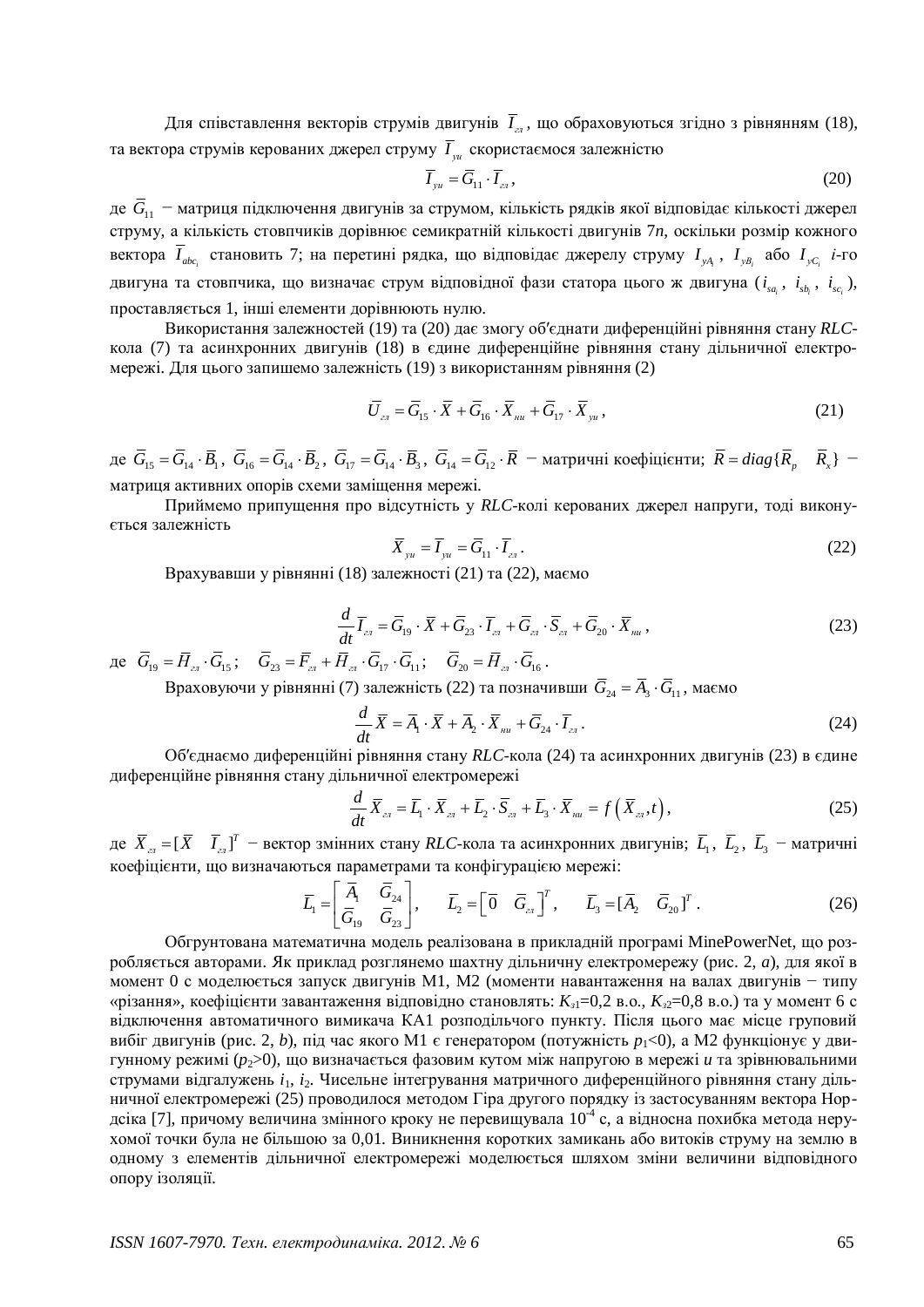Для співставлення векторів струмів двигунів $\overline{I}_{гл}$, що обраховуються згідно з рівнянням (18), та вектора струмів керованих джерел струму $\overline{I}_{уи}$ скористаємося залежністю

$$\overline{I}_{уи} = \overline{G}_{11} \cdot \overline{I}_{гл}, \tag{20}$$

де $\overline{G}_{11}$ − матриця підключення двигунів за струмом, кількість рядків якої відповідає кількості джерел струму, а кількість стовпчиків дорівнює семикратній кількості двигунів 7*n*, оскільки розмір кожного вектора $\overline{I}_{abc_i}$ становить 7; на перетині рядка, що відповідає джерелу струму $I_{yA_i}$, $I_{yB_i}$ або $I_{yC_i}$ *i*-го двигуна та стовпчика, що визначає струм відповідної фази статора цього ж двигуна ($i_{sa_i}$, $i_{sb_i}$, $i_{sc_i}$), проставляється 1, інші елементи дорівнюють нулю.

Використання залежностей (19) та (20) дає змогу об′єднати диференційні рівняння стану *RLC*-кола (7) та асинхронних двигунів (18) в єдине диференційне рівняння стану дільничної електромережі. Для цього запишемо залежність (19) з використанням рівняння (2)

$$\overline{U}_{гл} = \overline{G}_{15} \cdot \overline{X} + \overline{G}_{16} \cdot \overline{X}_{ни} + \overline{G}_{17} \cdot \overline{X}_{уи}, \tag{21}$$

де $\overline{G}_{15} = \overline{G}_{14} \cdot \overline{B}_1$, $\overline{G}_{16} = \overline{G}_{14} \cdot \overline{B}_2$, $\overline{G}_{17} = \overline{G}_{14} \cdot \overline{B}_3$, $\overline{G}_{14} = \overline{G}_{12} \cdot \overline{R}$ − матричні коефіцієнти; $\overline{R} = diag\{\overline{R}_p \quad \overline{R}_x\}$ − матриця активних опорів схеми заміщення мережі.

Приймемо припущення про відсутність у *RLC*-колі керованих джерел напруги, тоді виконується залежність

$$\overline{X}_{уи} = \overline{I}_{уи} = \overline{G}_{11} \cdot \overline{I}_{гл}. \tag{22}$$

Врахувавши у рівнянні (18) залежності (21) та (22), маємо

$$\frac{d}{dt}\overline{I}_{гл} = \overline{G}_{19} \cdot \overline{X} + \overline{G}_{23} \cdot \overline{I}_{гл} + \overline{G}_{гл} \cdot \overline{S}_{гл} + \overline{G}_{20} \cdot \overline{X}_{ни}, \tag{23}$$

де $\overline{G}_{19} = \overline{H}_{гл} \cdot \overline{G}_{15}$; $\overline{G}_{23} = \overline{F}_{гл} + \overline{H}_{гл} \cdot \overline{G}_{17} \cdot \overline{G}_{11}$; $\overline{G}_{20} = \overline{H}_{гл} \cdot \overline{G}_{16}$.

Враховуючи у рівнянні (7) залежність (22) та позначивши $\overline{G}_{24} = \overline{A}_3 \cdot \overline{G}_{11}$, маємо

$$\frac{d}{dt}\overline{X} = \overline{A}_1 \cdot \overline{X} + \overline{A}_2 \cdot \overline{X}_{ни} + \overline{G}_{24} \cdot \overline{I}_{гл}. \tag{24}$$

Об′єднаємо диференційні рівняння стану *RLC*-кола (24) та асинхронних двигунів (23) в єдине диференційне рівняння стану дільничної електромережі

$$\frac{d}{dt}\overline{X}_{гл} = \overline{L}_1 \cdot \overline{X}_{гл} + \overline{L}_2 \cdot \overline{S}_{гл} + \overline{L}_3 \cdot \overline{X}_{ни} = f\left(\overline{X}_{гл}, t\right), \tag{25}$$

де $\overline{X}_{гл} = [\overline{X} \quad \overline{I}_{гл}]^T$ − вектор змінних стану *RLC*-кола та асинхронних двигунів; $\overline{L}_1$, $\overline{L}_2$, $\overline{L}_3$ − матричні коефіцієнти, що визначаються параметрами та конфігурацією мережі:

$$\overline{L}_1 = \begin{bmatrix} \overline{A}_1 & \overline{G}_{24} \\ \overline{G}_{19} & \overline{G}_{23} \end{bmatrix}, \qquad \overline{L}_2 = \begin{bmatrix} \overline{0} & \overline{G}_{гл} \end{bmatrix}^T, \qquad \overline{L}_3 = [\overline{A}_2 \quad \overline{G}_{20}]^T. \tag{26}$$

Обгрунтована математична модель реалізована в прикладній програмі MinePowerNet, що розробляється авторами. Як приклад розглянемо шахтну дільничну електромережу (рис. 2, *a*), для якої в момент 0 с моделюється запуск двигунів М1, М2 (моменти навантаження на валах двигунів − типу «різання», коефіцієнти завантаження відповідно становлять: $K_{з1}$=0,2 в.о., $K_{з2}$=0,8 в.о.) та у момент 6 с відключення автоматичного вимикача КА1 розподільчого пункту. Після цього має місце груповий вибіг двигунів (рис. 2, *b*), під час якого М1 є генератором (потужність $p_1$<0), а М2 функціонує у двигунному режимі ($p_2$>0), що визначається фазовим кутом між напругою в мережі *u* та зрівнювальними струмами відгалужень $i_1$, $i_2$. Чисельне інтегрування матричного диференційного рівняння стану дільничної електромережі (25) проводилося методом Гіра другого порядку із застосуванням вектора Нордсіка [7], причому величина змінного кроку не перевищувала $10^{-4}$ с, а відносна похибка метода нерухомої точки була не більшою за 0,01. Виникнення коротких замикань або витоків струму на землю в одному з елементів дільничної електромережі моделюється шляхом зміни величини відповідного опору ізоляції.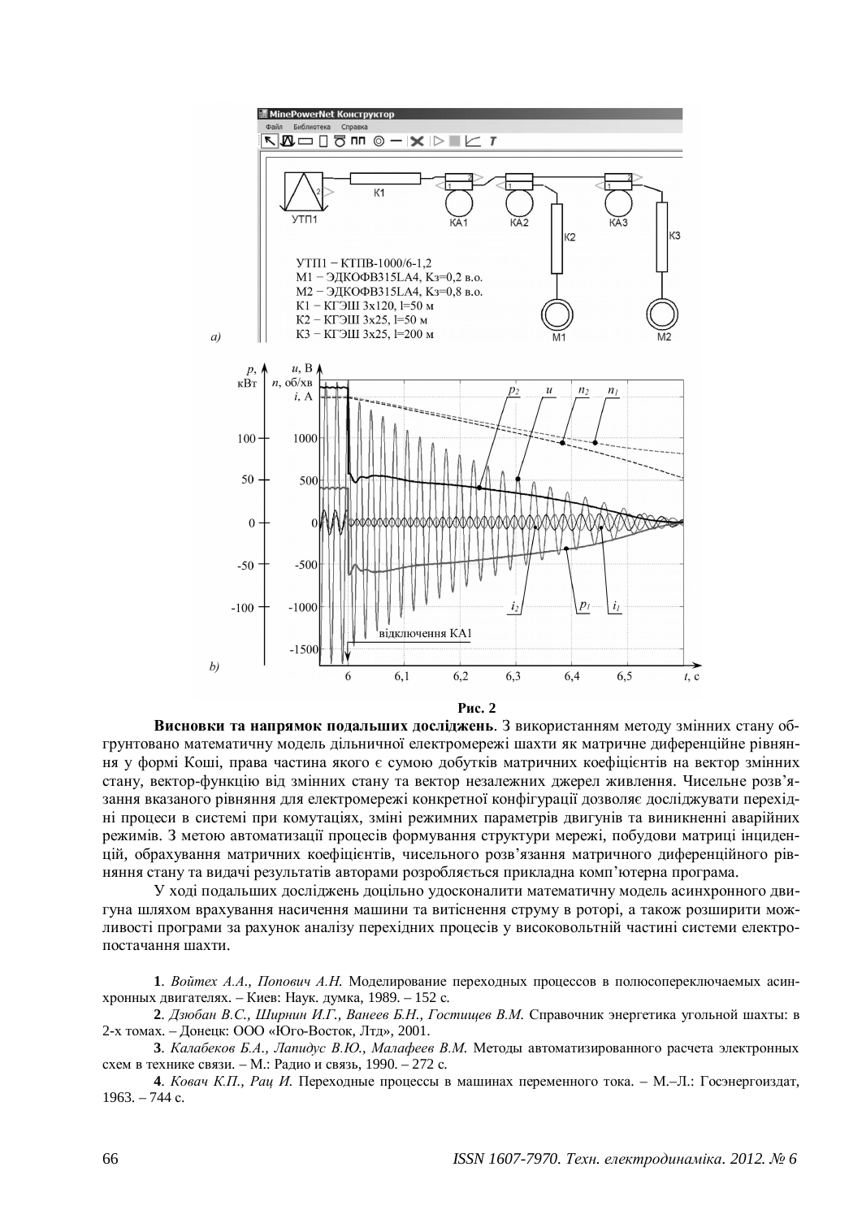**Рис. 2**

**Висновки та напрямок подальших досліджень**. З використанням методу змінних стану обґрунтовано математичну модель дільничної електромережі шахти як матричне диференційне рівняння у формі Коші, права частина якого є сумою добутків матричних коефіцієнтів на вектор змінних стану, вектор-функцію від змінних стану та вектор незалежних джерел живлення. Чисельне розв'язання вказаного рівняння для електромережі конкретної конфігурації дозволяє досліджувати перехідні процеси в системі при комутаціях, зміні режимних параметрів двигунів та виникненні аварійних режимів. З метою автоматизації процесів формування структури мережі, побудови матриці інциденцій, обрахування матричних коефіцієнтів, чисельного розв'язання матричного диференційного рівняння стану та видачі результатів авторами розробляється прикладна комп'ютерна програма.

У ході подальших досліджень доцільно удосконалити математичну модель асинхронного двигуна шляхом врахування насичення машини та витіснення струму в роторі, а також розширити можливості програми за рахунок аналізу перехідних процесів у високовольтній частині системи електропостачання шахти.

**1**. *Войтех А.А., Попович А.Н.* Моделирование переходных процессов в полюсопереключаемых асинхронных двигателях. – Киев: Наук. думка, 1989. – 152 с.

**2**. *Дзюбан В.С., Ширнин И.Г., Ванеев Б.Н., Гостищев В.М.* Справочник энергетика угольной шахты: в 2-х томах. – Донецк: ООО «Юго-Восток, Лтд», 2001.

**3**. *Калабеков Б.А., Лапидус В.Ю., Малафеев В.М.* Методы автоматизированного расчета электронных схем в технике связи. – М.: Радио и связь, 1990. – 272 с.

**4**. *Ковач К.П., Рац И.* Переходные процессы в машинах переменного тока. – М.–Л.: Госэнергоиздат, 1963. – 744 с.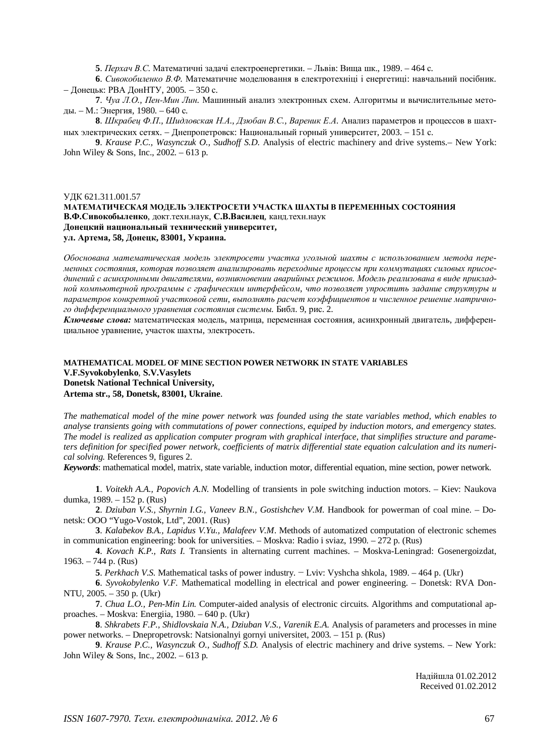**5**. *Перхач В.С.* Математичні задачі електроенергетики. – Львів: Вища шк., 1989. – 464 с.

**6**. *Сивокобиленко В.Ф.* Математичне моделювання в електротехніці і енергетиці: навчальний посібник. – Донецьк: РВА ДонНТУ, 2005. – 350 с.

**7**. *Чуа Л.О., Пен-Мин Лин.* Машинный анализ электронных схем. Алгоритмы и вычислительные методы. – М.: Энергия, 1980. – 640 с.

**8**. *Шкрабец Ф.П., Шидловская Н.А., Дзюбан В.С., Вареник Е.А.* Анализ параметров и процессов в шахтных электрических сетях. – Днепропетровск: Национальный горный университет, 2003. – 151 с.

**9**. *Krause P.C., Wasynczuk O., Sudhoff S.D.* Analysis of electric machinery and drive systems.– New York: John Wiley & Sons, Inc., 2002. – 613 p.

УДК 621.311.001.57

**МАТЕМАТИЧЕСКАЯ МОДЕЛЬ ЭЛЕКТРОСЕТИ УЧАСТКА ШАХТЫ В ПЕРЕМЕННЫХ СОСТОЯНИЯ**

**В.Ф.Сивокобыленко**, докт.техн.наук, **С.В.Василец**, канд.техн.наук

**Донецкий национальный технический университет,**
**ул. Артема, 58, Донецк, 83001, Украина.**

*Обоснована математическая модель электросети участка угольной шахты с использованием метода переменных состояния, которая позволяет анализировать переходные процессы при коммутациях силовых присоединений с асинхронными двигателями, возникновении аварийных режимов. Модель реализована в виде прикладной компьютерной программы с графическим интерфейсом, что позволяет упростить задание структуры и параметров конкретной участковой сети, выполнять расчет коэффициентов и численное решение матричного дифференциального уравнения состояния системы.* Библ. 9, рис. 2.

***Ключевые слова:*** математическая модель, матрица, переменная состояния, асинхронный двигатель, дифференциальное уравнение, участок шахты, электросеть.

**MATHEMATICAL MODEL OF MINE SECTION POWER NETWORK IN STATE VARIABLES**

**V.F.Syvokobylenko**, **S.V.Vasylets**

**Donetsk National Technical University,**
**Artema str., 58, Donetsk, 83001, Ukraine**.

*The mathematical model of the mine power network was founded using the state variables method, which enables to analyse transients going with commutations of power connections, equiped by induction motors, and emergency states. The model is realized as application computer program with graphical interface, that simplifies structure and parameters definition for specified power network, coefficients of matrix differential state equation calculation and its numerical solving.* References 9, figures 2.

***Keywords***: mathematical model, matrix, state variable, induction motor, differential equation, mine section, power network.

**1**. *Voitekh A.A., Popovich A.N.* Modelling of transients in pole switching induction motors. – Kiev: Naukova dumka, 1989. – 152 p. (Rus)

**2**. *Dziuban V.S., Shyrnin I.G., Vaneev B.N., Gostishchev V.M.* Handbook for powerman of coal mine. – Donetsk: OOO “Yugo-Vostok, Ltd”, 2001. (Rus)

**3**. *Kalabekov B.A., Lapidus V.Yu., Malafeev V.M*. Methods of automatized computation of electronic schemes in communication engineering: book for universities. – Moskva: Radio i sviaz, 1990. – 272 p. (Rus)

**4**. *Kovach K.P., Rats I.* Transients in alternating current machines. – Moskva-Leningrad: Gosenergoizdat, 1963. – 744 p. (Rus)

**5**. *Perkhach V.S.* Mathematical tasks of power industry. − Lviv: Vyshcha shkola, 1989. – 464 p. (Ukr)

**6**. *Syvokobylenko V.F.* Mathematical modelling in electrical and power engineering. – Donetsk: RVA DonNTU, 2005. – 350 p. (Ukr)

**7**. *Chua L.O., Pen-Min Lin.* Computer-aided analysis of electronic circuits. Algorithms and computational approaches. – Moskva: Energiia, 1980. – 640 p. (Ukr)

**8**. *Shkrabets F.P., Shidlovskaia N.A., Dziuban V.S., Varenik E.A.* Analysis of parameters and processes in mine power networks. – Dnepropetrovsk: Natsionalnyi gornyi universitet, 2003. – 151 p. (Rus)

**9**. *Krause P.C., Wasynczuk O., Sudhoff S.D.* Analysis of electric machinery and drive systems. – New York: John Wiley & Sons, Inc., 2002. – 613 p.

Надійшла 01.02.2012
Received 01.02.2012